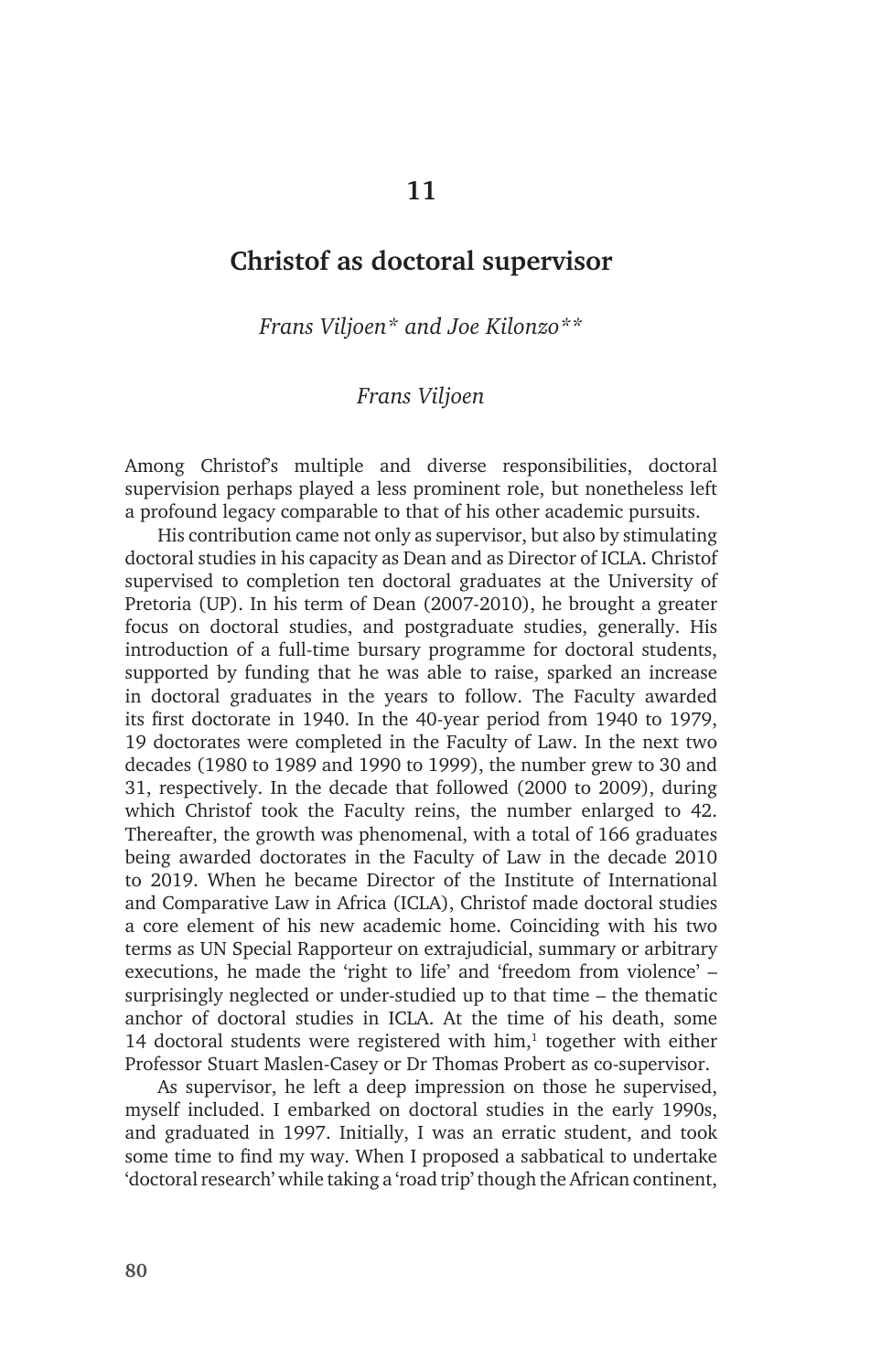# 11

# Christof as doctoral supervisor

*Frans Viljoen\* and Joe Kilonzo\*\**

*Frans Viljoen*

Among Christof's multiple and diverse responsibilities, doctoral supervision perhaps played a less prominent role, but nonetheless left a profound legacy comparable to that of his other academic pursuits.

His contribution came not only as supervisor, but also by stimulating doctoral studies in his capacity as Dean and as Director of ICLA. Christof supervised to completion ten doctoral graduates at the University of Pretoria (UP). In his term of Dean (2007-2010), he brought a greater focus on doctoral studies, and postgraduate studies, generally. His introduction of a full-time bursary programme for doctoral students, supported by funding that he was able to raise, sparked an increase in doctoral graduates in the years to follow. The Faculty awarded its first doctorate in 1940. In the 40-year period from 1940 to 1979, 19 doctorates were completed in the Faculty of Law. In the next two decades (1980 to 1989 and 1990 to 1999), the number grew to 30 and 31, respectively. In the decade that followed (2000 to 2009), during which Christof took the Faculty reins, the number enlarged to 42. Thereafter, the growth was phenomenal, with a total of 166 graduates being awarded doctorates in the Faculty of Law in the decade 2010 to 2019. When he became Director of the Institute of International and Comparative Law in Africa (ICLA), Christof made doctoral studies a core element of his new academic home. Coinciding with his two terms as UN Special Rapporteur on extrajudicial, summary or arbitrary executions, he made the 'right to life' and 'freedom from violence' – surprisingly neglected or under-studied up to that time – the thematic anchor of doctoral studies in ICLA. At the time of his death, some 14 doctoral students were registered with him,[1] together with either Professor Stuart Maslen-Casey or Dr Thomas Probert as co-supervisor.

As supervisor, he left a deep impression on those he supervised, myself included. I embarked on doctoral studies in the early 1990s, and graduated in 1997. Initially, I was an erratic student, and took some time to find my way. When I proposed a sabbatical to undertake 'doctoral research' while taking a 'road trip' though the African continent,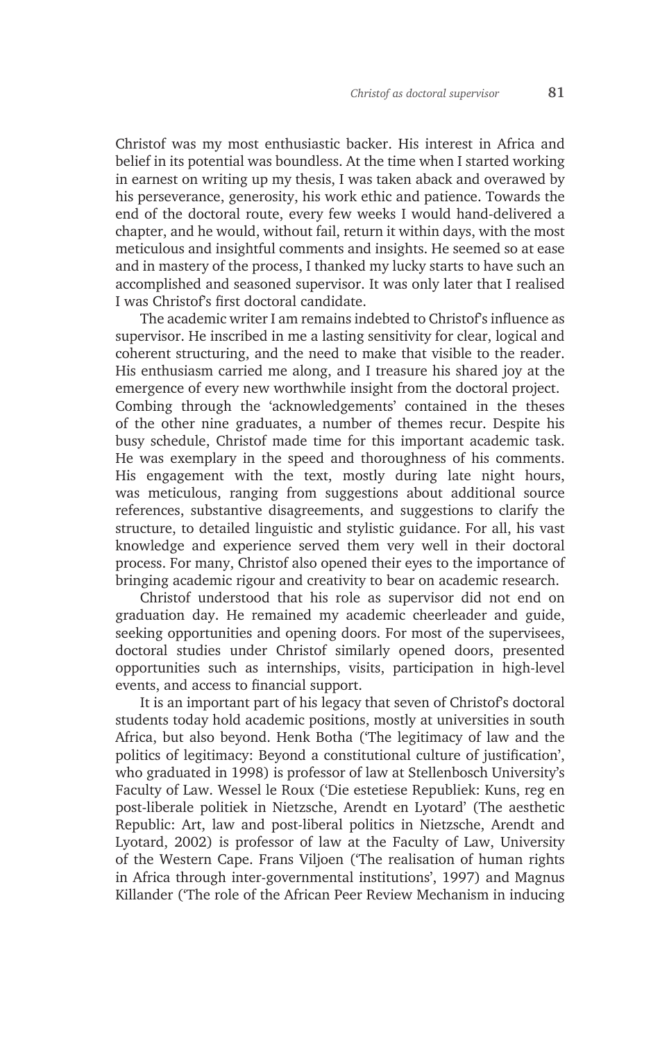Christof was my most enthusiastic backer. His interest in Africa and belief in its potential was boundless. At the time when I started working in earnest on writing up my thesis, I was taken aback and overawed by his perseverance, generosity, his work ethic and patience. Towards the end of the doctoral route, every few weeks I would hand-delivered a chapter, and he would, without fail, return it within days, with the most meticulous and insightful comments and insights. He seemed so at ease and in mastery of the process, I thanked my lucky starts to have such an accomplished and seasoned supervisor. It was only later that I realised I was Christof's first doctoral candidate.

The academic writer I am remains indebted to Christof's influence as supervisor. He inscribed in me a lasting sensitivity for clear, logical and coherent structuring, and the need to make that visible to the reader. His enthusiasm carried me along, and I treasure his shared joy at the emergence of every new worthwhile insight from the doctoral project.

Combing through the 'acknowledgements' contained in the theses of the other nine graduates, a number of themes recur. Despite his busy schedule, Christof made time for this important academic task. He was exemplary in the speed and thoroughness of his comments. His engagement with the text, mostly during late night hours, was meticulous, ranging from suggestions about additional source references, substantive disagreements, and suggestions to clarify the structure, to detailed linguistic and stylistic guidance. For all, his vast knowledge and experience served them very well in their doctoral process. For many, Christof also opened their eyes to the importance of bringing academic rigour and creativity to bear on academic research.

Christof understood that his role as supervisor did not end on graduation day. He remained my academic cheerleader and guide, seeking opportunities and opening doors. For most of the supervisees, doctoral studies under Christof similarly opened doors, presented opportunities such as internships, visits, participation in high-level events, and access to financial support.

It is an important part of his legacy that seven of Christof's doctoral students today hold academic positions, mostly at universities in south Africa, but also beyond. Henk Botha ('The legitimacy of law and the politics of legitimacy: Beyond a constitutional culture of justification', who graduated in 1998) is professor of law at Stellenbosch University's Faculty of Law. Wessel le Roux ('Die estetiese Republiek: Kuns, reg en post-liberale politiek in Nietzsche, Arendt en Lyotard' (The aesthetic Republic: Art, law and post-liberal politics in Nietzsche, Arendt and Lyotard, 2002) is professor of law at the Faculty of Law, University of the Western Cape. Frans Viljoen ('The realisation of human rights in Africa through inter-governmental institutions', 1997) and Magnus Killander ('The role of the African Peer Review Mechanism in inducing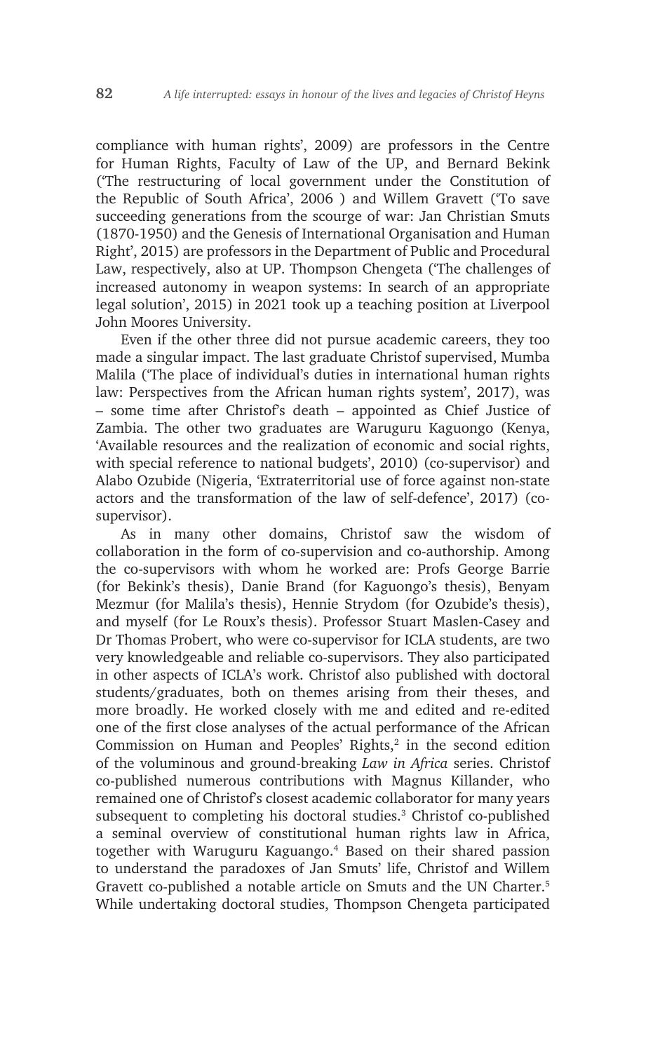compliance with human rights', 2009) are professors in the Centre for Human Rights, Faculty of Law of the UP, and Bernard Bekink ('The restructuring of local government under the Constitution of the Republic of South Africa', 2006 ) and Willem Gravett ('To save succeeding generations from the scourge of war: Jan Christian Smuts (1870-1950) and the Genesis of International Organisation and Human Right', 2015) are professors in the Department of Public and Procedural Law, respectively, also at UP. Thompson Chengeta ('The challenges of increased autonomy in weapon systems: In search of an appropriate legal solution', 2015) in 2021 took up a teaching position at Liverpool John Moores University.

Even if the other three did not pursue academic careers, they too made a singular impact. The last graduate Christof supervised, Mumba Malila ('The place of individual's duties in international human rights law: Perspectives from the African human rights system', 2017), was – some time after Christof's death – appointed as Chief Justice of Zambia. The other two graduates are Waruguru Kaguongo (Kenya, 'Available resources and the realization of economic and social rights, with special reference to national budgets', 2010) (co-supervisor) and Alabo Ozubide (Nigeria, 'Extraterritorial use of force against non-state actors and the transformation of the law of self-defence', 2017) (co-supervisor).

As in many other domains, Christof saw the wisdom of collaboration in the form of co-supervision and co-authorship. Among the co-supervisors with whom he worked are: Profs George Barrie (for Bekink's thesis), Danie Brand (for Kaguongo's thesis), Benyam Mezmur (for Malila's thesis), Hennie Strydom (for Ozubide's thesis), and myself (for Le Roux's thesis). Professor Stuart Maslen-Casey and Dr Thomas Probert, who were co-supervisor for ICLA students, are two very knowledgeable and reliable co-supervisors. They also participated in other aspects of ICLA's work. Christof also published with doctoral students/graduates, both on themes arising from their theses, and more broadly. He worked closely with me and edited and re-edited one of the first close analyses of the actual performance of the African Commission on Human and Peoples' Rights,[2] in the second edition of the voluminous and ground-breaking *Law in Africa* series. Christof co-published numerous contributions with Magnus Killander, who remained one of Christof's closest academic collaborator for many years subsequent to completing his doctoral studies.[3] Christof co-published a seminal overview of constitutional human rights law in Africa, together with Waruguru Kaguango.[4] Based on their shared passion to understand the paradoxes of Jan Smuts' life, Christof and Willem Gravett co-published a notable article on Smuts and the UN Charter.[5] While undertaking doctoral studies, Thompson Chengeta participated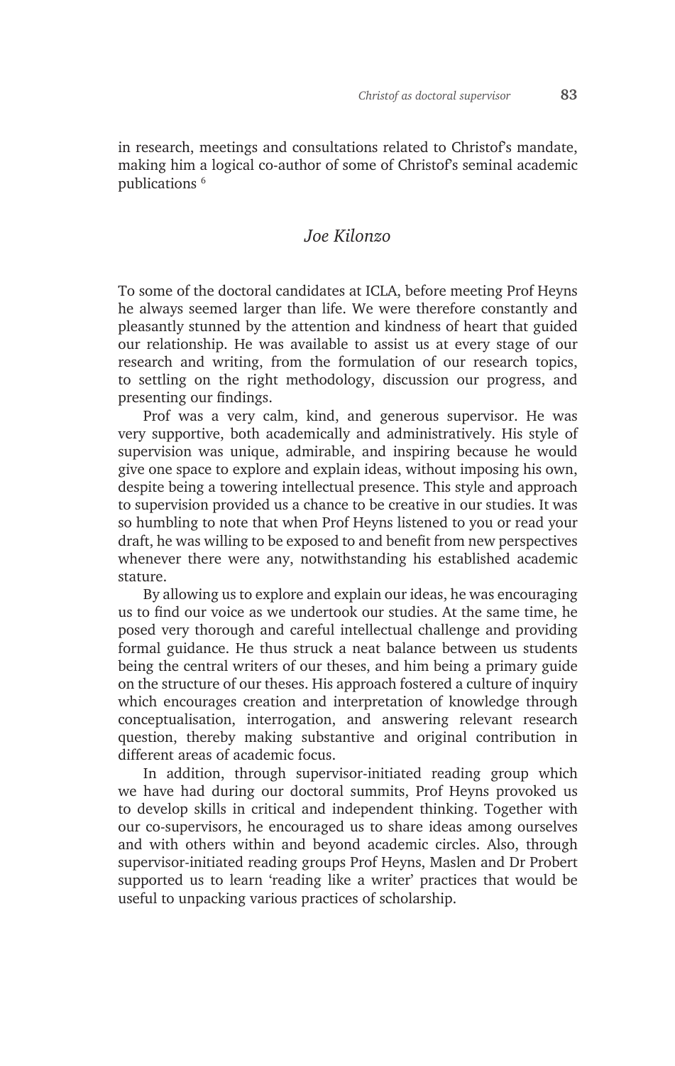in research, meetings and consultations related to Christof's mandate, making him a logical co-author of some of Christof's seminal academic publications [6]

## *Joe Kilonzo*

To some of the doctoral candidates at ICLA, before meeting Prof Heyns he always seemed larger than life. We were therefore constantly and pleasantly stunned by the attention and kindness of heart that guided our relationship. He was available to assist us at every stage of our research and writing, from the formulation of our research topics, to settling on the right methodology, discussion our progress, and presenting our findings.

Prof was a very calm, kind, and generous supervisor. He was very supportive, both academically and administratively. His style of supervision was unique, admirable, and inspiring because he would give one space to explore and explain ideas, without imposing his own, despite being a towering intellectual presence. This style and approach to supervision provided us a chance to be creative in our studies. It was so humbling to note that when Prof Heyns listened to you or read your draft, he was willing to be exposed to and benefit from new perspectives whenever there were any, notwithstanding his established academic stature.

By allowing us to explore and explain our ideas, he was encouraging us to find our voice as we undertook our studies. At the same time, he posed very thorough and careful intellectual challenge and providing formal guidance. He thus struck a neat balance between us students being the central writers of our theses, and him being a primary guide on the structure of our theses. His approach fostered a culture of inquiry which encourages creation and interpretation of knowledge through conceptualisation, interrogation, and answering relevant research question, thereby making substantive and original contribution in different areas of academic focus.

In addition, through supervisor-initiated reading group which we have had during our doctoral summits, Prof Heyns provoked us to develop skills in critical and independent thinking. Together with our co-supervisors, he encouraged us to share ideas among ourselves and with others within and beyond academic circles. Also, through supervisor-initiated reading groups Prof Heyns, Maslen and Dr Probert supported us to learn 'reading like a writer' practices that would be useful to unpacking various practices of scholarship.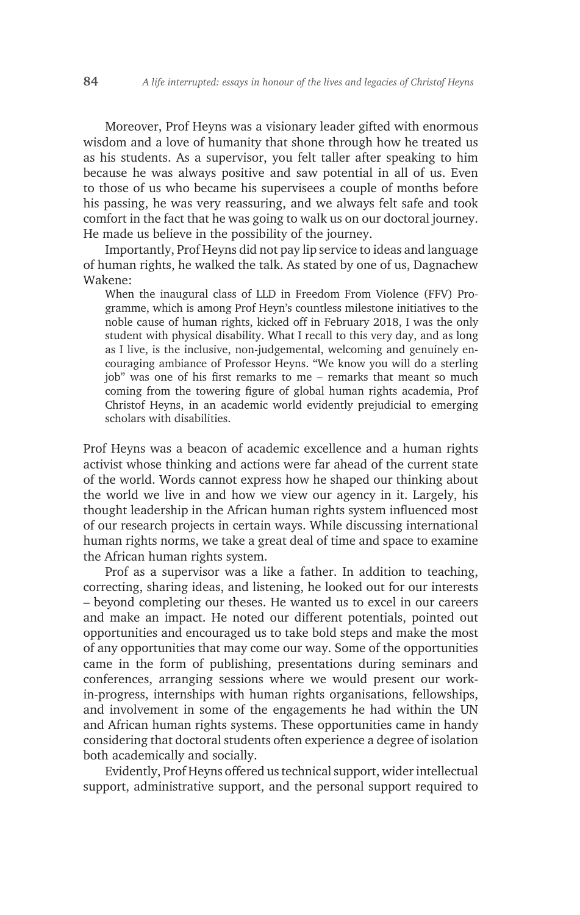Moreover, Prof Heyns was a visionary leader gifted with enormous wisdom and a love of humanity that shone through how he treated us as his students. As a supervisor, you felt taller after speaking to him because he was always positive and saw potential in all of us. Even to those of us who became his supervisees a couple of months before his passing, he was very reassuring, and we always felt safe and took comfort in the fact that he was going to walk us on our doctoral journey. He made us believe in the possibility of the journey.

Importantly, Prof Heyns did not pay lip service to ideas and language of human rights, he walked the talk. As stated by one of us, Dagnachew Wakene:

> When the inaugural class of LLD in Freedom From Violence (FFV) Programme, which is among Prof Heyn's countless milestone initiatives to the noble cause of human rights, kicked off in February 2018, I was the only student with physical disability. What I recall to this very day, and as long as I live, is the inclusive, non-judgemental, welcoming and genuinely encouraging ambiance of Professor Heyns. "We know you will do a sterling job" was one of his first remarks to me – remarks that meant so much coming from the towering figure of global human rights academia, Prof Christof Heyns, in an academic world evidently prejudicial to emerging scholars with disabilities.

Prof Heyns was a beacon of academic excellence and a human rights activist whose thinking and actions were far ahead of the current state of the world. Words cannot express how he shaped our thinking about the world we live in and how we view our agency in it. Largely, his thought leadership in the African human rights system influenced most of our research projects in certain ways. While discussing international human rights norms, we take a great deal of time and space to examine the African human rights system.

Prof as a supervisor was a like a father. In addition to teaching, correcting, sharing ideas, and listening, he looked out for our interests – beyond completing our theses. He wanted us to excel in our careers and make an impact. He noted our different potentials, pointed out opportunities and encouraged us to take bold steps and make the most of any opportunities that may come our way. Some of the opportunities came in the form of publishing, presentations during seminars and conferences, arranging sessions where we would present our work-in-progress, internships with human rights organisations, fellowships, and involvement in some of the engagements he had within the UN and African human rights systems. These opportunities came in handy considering that doctoral students often experience a degree of isolation both academically and socially.

Evidently, Prof Heyns offered us technical support, wider intellectual support, administrative support, and the personal support required to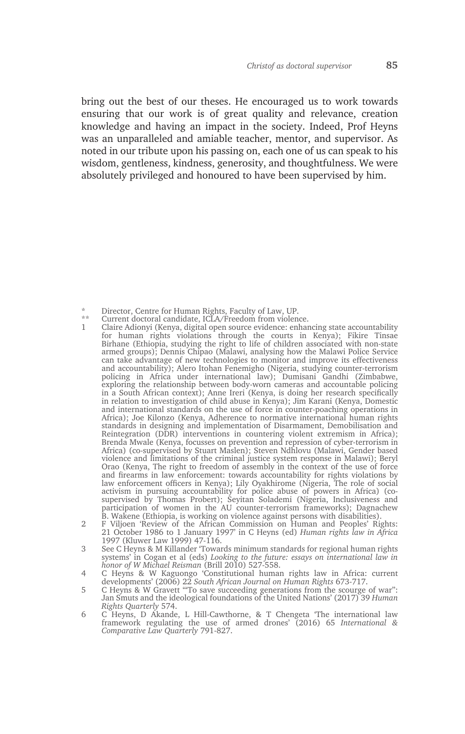bring out the best of our theses. He encouraged us to work towards ensuring that our work is of great quality and relevance, creation knowledge and having an impact in the society. Indeed, Prof Heyns was an unparalleled and amiable teacher, mentor, and supervisor. As noted in our tribute upon his passing on, each one of us can speak to his wisdom, gentleness, kindness, generosity, and thoughtfulness. We were absolutely privileged and honoured to have been supervised by him.

\* Director, Centre for Human Rights, Faculty of Law, UP.

\*\* Current doctoral candidate, ICLA/Freedom from violence.

1 Claire Adionyi (Kenya, digital open source evidence: enhancing state accountability for human rights violations through the courts in Kenya); Fikire Tinsae Birhane (Ethiopia, studying the right to life of children associated with non-state armed groups); Dennis Chipao (Malawi, analysing how the Malawi Police Service can take advantage of new technologies to monitor and improve its effectiveness and accountability); Alero Itohan Fenemigho (Nigeria, studying counter-terrorism policing in Africa under international law); Dumisani Gandhi (Zimbabwe, exploring the relationship between body-worn cameras and accountable policing in a South African context); Anne Ireri (Kenya, is doing her research specifically in relation to investigation of child abuse in Kenya); Jim Karani (Kenya, Domestic and international standards on the use of force in counter-poaching operations in Africa); Joe Kilonzo (Kenya, Adherence to normative international human rights standards in designing and implementation of Disarmament, Demobilisation and Reintegration (DDR) interventions in countering violent extremism in Africa); Brenda Mwale (Kenya, focusses on prevention and repression of cyber-terrorism in Africa) (co-supervised by Stuart Maslen); Steven Ndhlovu (Malawi, Gender based violence and limitations of the criminal justice system response in Malawi); Beryl Orao (Kenya, The right to freedom of assembly in the context of the use of force and firearms in law enforcement: towards accountability for rights violations by law enforcement officers in Kenya); Lily Oyakhirome (Nigeria, The role of social activism in pursuing accountability for police abuse of powers in Africa) (co-supervised by Thomas Probert); Seyitan Solademi (Nigeria, Inclusiveness and participation of women in the AU counter-terrorism frameworks); Dagnachew B. Wakene (Ethiopia, is working on violence against persons with disabilities).

2 F Viljoen 'Review of the African Commission on Human and Peoples' Rights: 21 October 1986 to 1 January 1997' in C Heyns (ed) *Human rights law in Africa* 1997 (Kluwer Law 1999) 47-116.

3 See C Heyns & M Killander 'Towards minimum standards for regional human rights systems' in Cogan et al (eds) *Looking to the future: essays on international law in honor of W Michael Reisman* (Brill 2010) 527-558.

4 C Heyns & W Kaguongo 'Constitutional human rights law in Africa: current developments' (2006) 22 *South African Journal on Human Rights* 673-717.

5 C Heyns & W Gravett '"To save succeeding generations from the scourge of war": Jan Smuts and the ideological foundations of the United Nations' (2017) 39 *Human Rights Quarterly* 574.

6 C Heyns, D Akande, L Hill-Cawthorne, & T Chengeta 'The international law framework regulating the use of armed drones' (2016) 65 *International & Comparative Law Quarterly* 791-827.